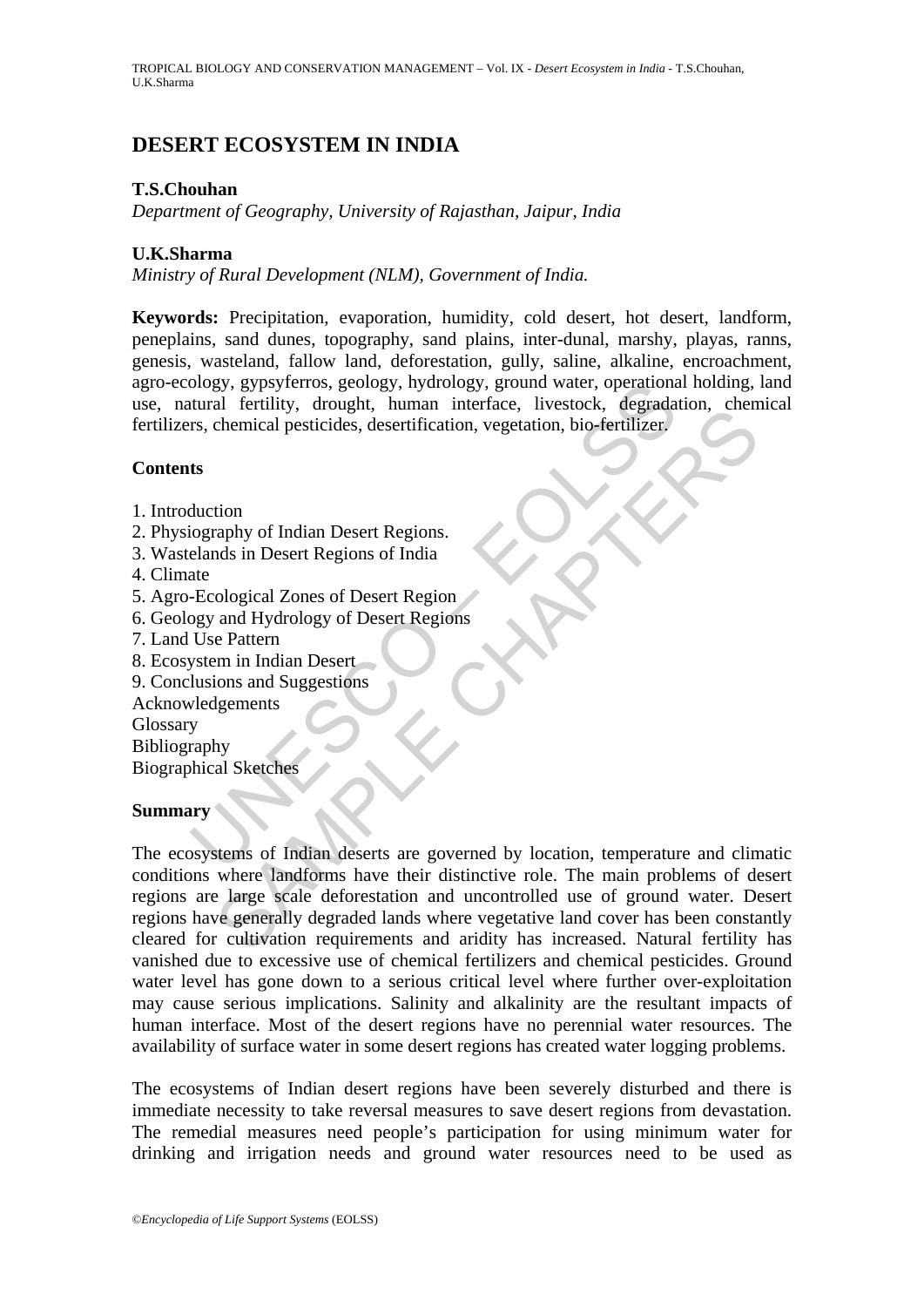# DESERT ECOSYSTEM IN INDIA

**T.S.Chouhan**

*Department of Geography, University of Rajasthan, Jaipur, India*

**U.K.Sharma**

*Ministry of Rural Development (NLM), Government of India.*

**Keywords:** Precipitation, evaporation, humidity, cold desert, hot desert, landform, peneplains, sand dunes, topography, sand plains, inter-dunal, marshy, playas, ranns, genesis, wasteland, fallow land, deforestation, gully, saline, alkaline, encroachment, agro-ecology, gypsyferros, geology, hydrology, ground water, operational holding, land use, natural fertility, drought, human interface, livestock, degradation, chemical fertilizers, chemical pesticides, desertification, vegetation, bio-fertilizer.

## Contents

1. Introduction
2. Physiography of Indian Desert Regions.
3. Wastelands in Desert Regions of India
4. Climate
5. Agro-Ecological Zones of Desert Region
6. Geology and Hydrology of Desert Regions
7. Land Use Pattern
8. Ecosystem in Indian Desert
9. Conclusions and Suggestions

Acknowledgements
Glossary
Bibliography
Biographical Sketches

## Summary

The ecosystems of Indian deserts are governed by location, temperature and climatic conditions where landforms have their distinctive role. The main problems of desert regions are large scale deforestation and uncontrolled use of ground water. Desert regions have generally degraded lands where vegetative land cover has been constantly cleared for cultivation requirements and aridity has increased. Natural fertility has vanished due to excessive use of chemical fertilizers and chemical pesticides. Ground water level has gone down to a serious critical level where further over-exploitation may cause serious implications. Salinity and alkalinity are the resultant impacts of human interface. Most of the desert regions have no perennial water resources. The availability of surface water in some desert regions has created water logging problems.

The ecosystems of Indian desert regions have been severely disturbed and there is immediate necessity to take reversal measures to save desert regions from devastation. The remedial measures need people's participation for using minimum water for drinking and irrigation needs and ground water resources need to be used as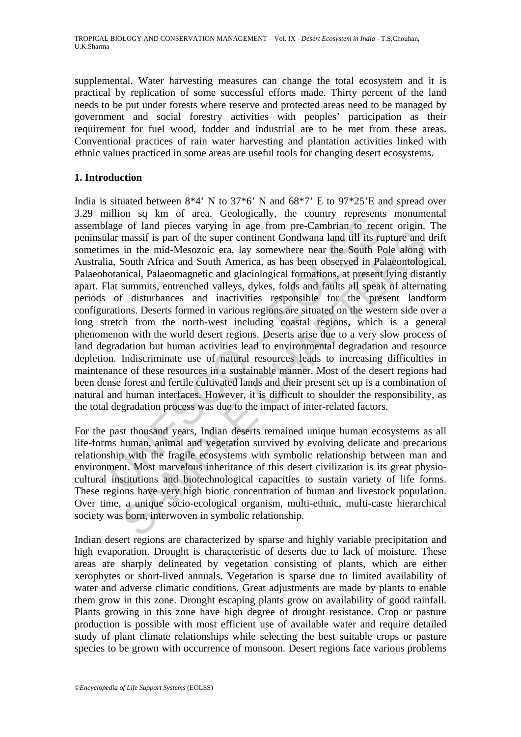supplemental. Water harvesting measures can change the total ecosystem and it is practical by replication of some successful efforts made. Thirty percent of the land needs to be put under forests where reserve and protected areas need to be managed by government and social forestry activities with peoples' participation as their requirement for fuel wood, fodder and industrial are to be met from these areas. Conventional practices of rain water harvesting and plantation activities linked with ethnic values practiced in some areas are useful tools for changing desert ecosystems.

## 1. Introduction

India is situated between 8*4' N to 37*6' N and 68*7' E to 97*25'E and spread over 3.29 million sq km of area. Geologically, the country represents monumental assemblage of land pieces varying in age from pre-Cambrian to recent origin. The peninsular massif is part of the super continent Gondwana land till its rupture and drift sometimes in the mid-Mesozoic era, lay somewhere near the South Pole along with Australia, South Africa and South America, as has been observed in Palaeontological, Palaeobotanical, Palaeomagnetic and glaciological formations, at present lying distantly apart. Flat summits, entrenched valleys, dykes, folds and faults all speak of alternating periods of disturbances and inactivities responsible for the present landform configurations. Deserts formed in various regions are situated on the western side over a long stretch from the north-west including coastal regions, which is a general phenomenon with the world desert regions. Deserts arise due to a very slow process of land degradation but human activities lead to environmental degradation and resource depletion. Indiscriminate use of natural resources leads to increasing difficulties in maintenance of these resources in a sustainable manner. Most of the desert regions had been dense forest and fertile cultivated lands and their present set up is a combination of natural and human interfaces. However, it is difficult to shoulder the responsibility, as the total degradation process was due to the impact of inter-related factors.

For the past thousand years, Indian deserts remained unique human ecosystems as all life-forms human, animal and vegetation survived by evolving delicate and precarious relationship with the fragile ecosystems with symbolic relationship between man and environment. Most marvelous inheritance of this desert civilization is its great physio-cultural institutions and biotechnological capacities to sustain variety of life forms. These regions have very high biotic concentration of human and livestock population. Over time, a unique socio-ecological organism, multi-ethnic, multi-caste hierarchical society was born, interwoven in symbolic relationship.

Indian desert regions are characterized by sparse and highly variable precipitation and high evaporation. Drought is characteristic of deserts due to lack of moisture. These areas are sharply delineated by vegetation consisting of plants, which are either xerophytes or short-lived annuals. Vegetation is sparse due to limited availability of water and adverse climatic conditions. Great adjustments are made by plants to enable them grow in this zone. Drought escaping plants grow on availability of good rainfall. Plants growing in this zone have high degree of drought resistance. Crop or pasture production is possible with most efficient use of available water and require detailed study of plant climate relationships while selecting the best suitable crops or pasture species to be grown with occurrence of monsoon. Desert regions face various problems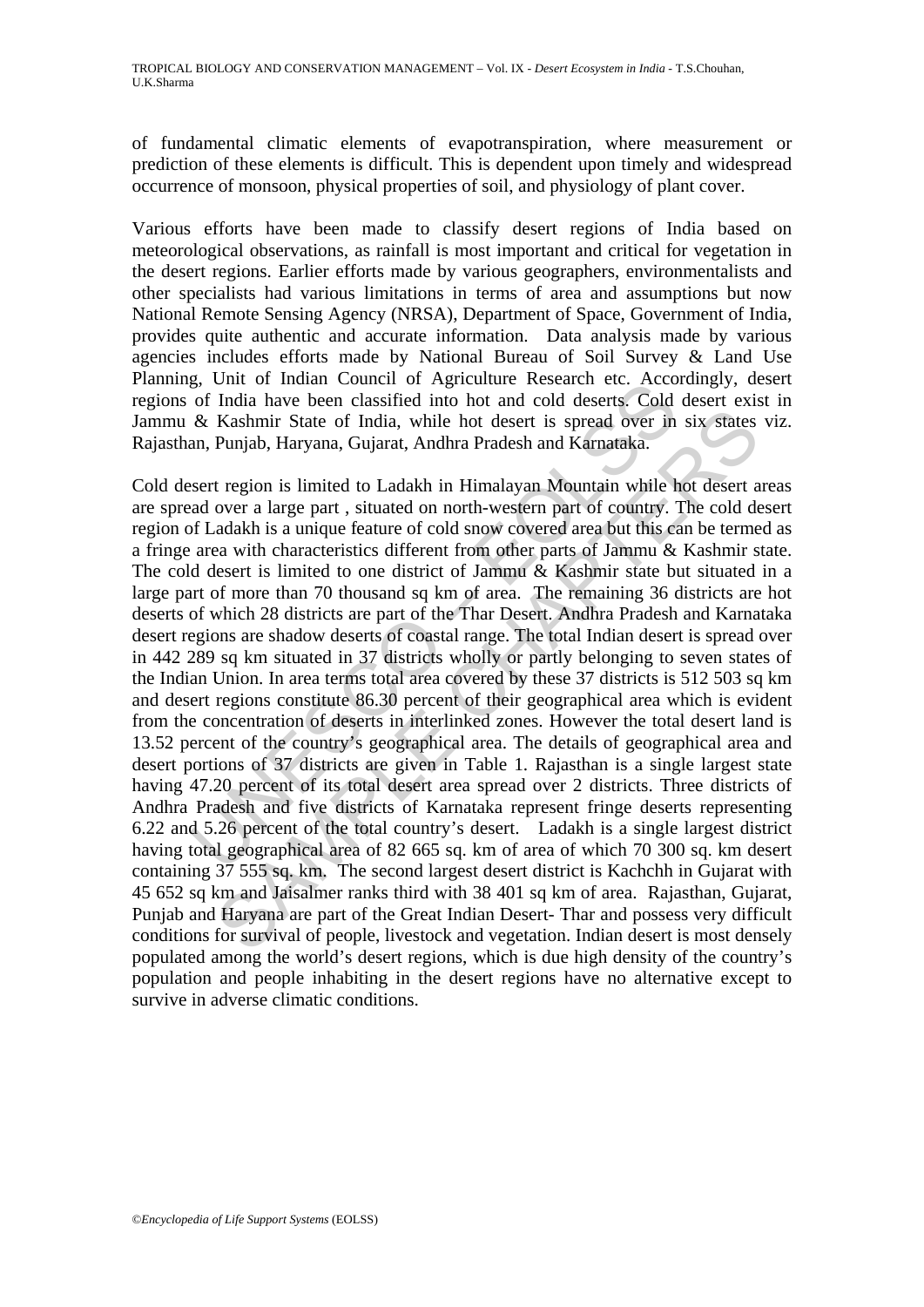of fundamental climatic elements of evapotranspiration, where measurement or prediction of these elements is difficult. This is dependent upon timely and widespread occurrence of monsoon, physical properties of soil, and physiology of plant cover.

Various efforts have been made to classify desert regions of India based on meteorological observations, as rainfall is most important and critical for vegetation in the desert regions. Earlier efforts made by various geographers, environmentalists and other specialists had various limitations in terms of area and assumptions but now National Remote Sensing Agency (NRSA), Department of Space, Government of India, provides quite authentic and accurate information. Data analysis made by various agencies includes efforts made by National Bureau of Soil Survey & Land Use Planning, Unit of Indian Council of Agriculture Research etc. Accordingly, desert regions of India have been classified into hot and cold deserts. Cold desert exist in Jammu & Kashmir State of India, while hot desert is spread over in six states viz. Rajasthan, Punjab, Haryana, Gujarat, Andhra Pradesh and Karnataka.

Cold desert region is limited to Ladakh in Himalayan Mountain while hot desert areas are spread over a large part , situated on north-western part of country. The cold desert region of Ladakh is a unique feature of cold snow covered area but this can be termed as a fringe area with characteristics different from other parts of Jammu & Kashmir state. The cold desert is limited to one district of Jammu & Kashmir state but situated in a large part of more than 70 thousand sq km of area. The remaining 36 districts are hot deserts of which 28 districts are part of the Thar Desert. Andhra Pradesh and Karnataka desert regions are shadow deserts of coastal range. The total Indian desert is spread over in 442 289 sq km situated in 37 districts wholly or partly belonging to seven states of the Indian Union. In area terms total area covered by these 37 districts is 512 503 sq km and desert regions constitute 86.30 percent of their geographical area which is evident from the concentration of deserts in interlinked zones. However the total desert land is 13.52 percent of the country's geographical area. The details of geographical area and desert portions of 37 districts are given in Table 1. Rajasthan is a single largest state having 47.20 percent of its total desert area spread over 2 districts. Three districts of Andhra Pradesh and five districts of Karnataka represent fringe deserts representing 6.22 and 5.26 percent of the total country's desert. Ladakh is a single largest district having total geographical area of 82 665 sq. km of area of which 70 300 sq. km desert containing 37 555 sq. km. The second largest desert district is Kachchh in Gujarat with 45 652 sq km and Jaisalmer ranks third with 38 401 sq km of area. Rajasthan, Gujarat, Punjab and Haryana are part of the Great Indian Desert- Thar and possess very difficult conditions for survival of people, livestock and vegetation. Indian desert is most densely populated among the world's desert regions, which is due high density of the country's population and people inhabiting in the desert regions have no alternative except to survive in adverse climatic conditions.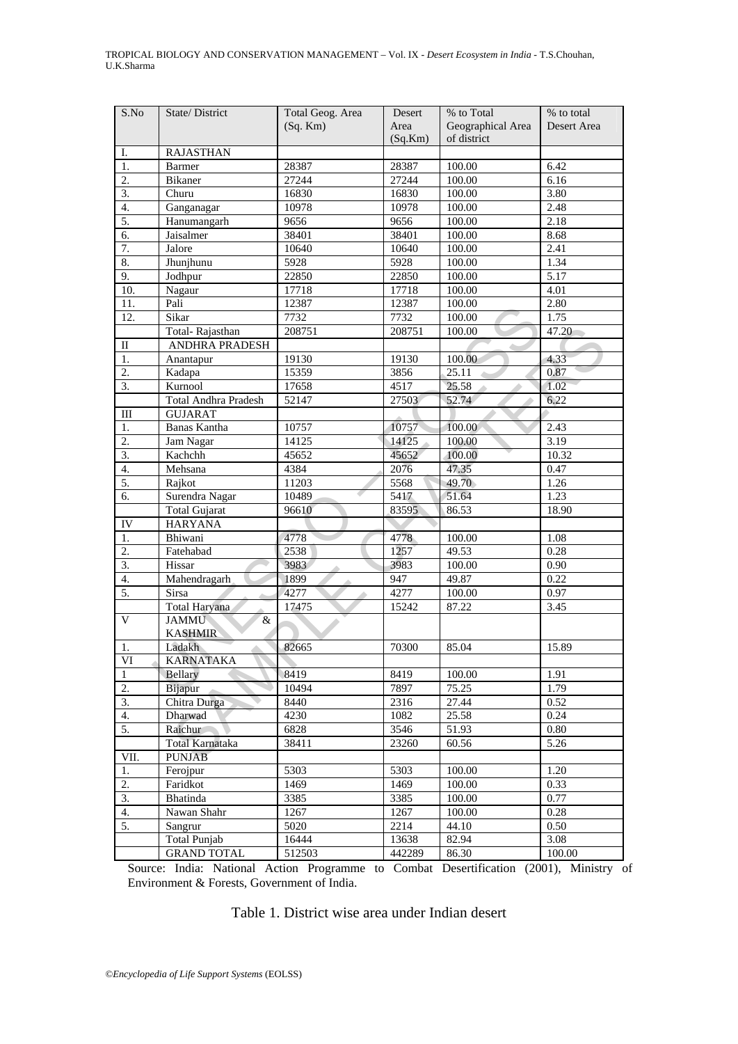| S.No | State/ District | Total Geog. Area (Sq. Km) | Desert Area (Sq.Km) | % to Total Geographical Area of district | % to total Desert Area |
|---|---|---|---|---|---|
| I. | RAJASTHAN | | | | |
| 1. | Barmer | 28387 | 28387 | 100.00 | 6.42 |
| 2. | Bikaner | 27244 | 27244 | 100.00 | 6.16 |
| 3. | Churu | 16830 | 16830 | 100.00 | 3.80 |
| 4. | Ganganagar | 10978 | 10978 | 100.00 | 2.48 |
| 5. | Hanumangarh | 9656 | 9656 | 100.00 | 2.18 |
| 6. | Jaisalmer | 38401 | 38401 | 100.00 | 8.68 |
| 7. | Jalore | 10640 | 10640 | 100.00 | 2.41 |
| 8. | Jhunjhunu | 5928 | 5928 | 100.00 | 1.34 |
| 9. | Jodhpur | 22850 | 22850 | 100.00 | 5.17 |
| 10. | Nagaur | 17718 | 17718 | 100.00 | 4.01 |
| 11. | Pali | 12387 | 12387 | 100.00 | 2.80 |
| 12. | Sikar | 7732 | 7732 | 100.00 | 1.75 |
| | Total- Rajasthan | 208751 | 208751 | 100.00 | 47.20 |
| II | ANDHRA PRADESH | | | | |
| 1. | Anantapur | 19130 | 19130 | 100.00 | 4.33 |
| 2. | Kadapa | 15359 | 3856 | 25.11 | 0.87 |
| 3. | Kurnool | 17658 | 4517 | 25.58 | 1.02 |
| | Total Andhra Pradesh | 52147 | 27503 | 52.74 | 6.22 |
| III | GUJARAT | | | | |
| 1. | Banas Kantha | 10757 | 10757 | 100.00 | 2.43 |
| 2. | Jam Nagar | 14125 | 14125 | 100.00 | 3.19 |
| 3. | Kachchh | 45652 | 45652 | 100.00 | 10.32 |
| 4. | Mehsana | 4384 | 2076 | 47.35 | 0.47 |
| 5. | Rajkot | 11203 | 5568 | 49.70 | 1.26 |
| 6. | Surendra Nagar | 10489 | 5417 | 51.64 | 1.23 |
| | Total Gujarat | 96610 | 83595 | 86.53 | 18.90 |
| IV | HARYANA | | | | |
| 1. | Bhiwani | 4778 | 4778 | 100.00 | 1.08 |
| 2. | Fatehabad | 2538 | 1257 | 49.53 | 0.28 |
| 3. | Hissar | 3983 | 3983 | 100.00 | 0.90 |
| 4. | Mahendragarh | 1899 | 947 | 49.87 | 0.22 |
| 5. | Sirsa | 4277 | 4277 | 100.00 | 0.97 |
| | Total Haryana | 17475 | 15242 | 87.22 | 3.45 |
| V | JAMMU & KASHMIR | | | | |
| 1. | Ladakh | 82665 | 70300 | 85.04 | 15.89 |
| VI | KARNATAKA | | | | |
| 1 | Bellary | 8419 | 8419 | 100.00 | 1.91 |
| 2. | Bijapur | 10494 | 7897 | 75.25 | 1.79 |
| 3. | Chitra Durga | 8440 | 2316 | 27.44 | 0.52 |
| 4. | Dharwad | 4230 | 1082 | 25.58 | 0.24 |
| 5. | Raichur | 6828 | 3546 | 51.93 | 0.80 |
| | Total Karnataka | 38411 | 23260 | 60.56 | 5.26 |
| VII. | PUNJAB | | | | |
| 1. | Ferojpur | 5303 | 5303 | 100.00 | 1.20 |
| 2. | Faridkot | 1469 | 1469 | 100.00 | 0.33 |
| 3. | Bhatinda | 3385 | 3385 | 100.00 | 0.77 |
| 4. | Nawan Shahr | 1267 | 1267 | 100.00 | 0.28 |
| 5. | Sangrur | 5020 | 2214 | 44.10 | 0.50 |
| | Total Punjab | 16444 | 13638 | 82.94 | 3.08 |
| | GRAND TOTAL | 512503 | 442289 | 86.30 | 100.00 |

Source: India: National Action Programme to Combat Desertification (2001), Ministry of Environment & Forests, Government of India.

Table 1. District wise area under Indian desert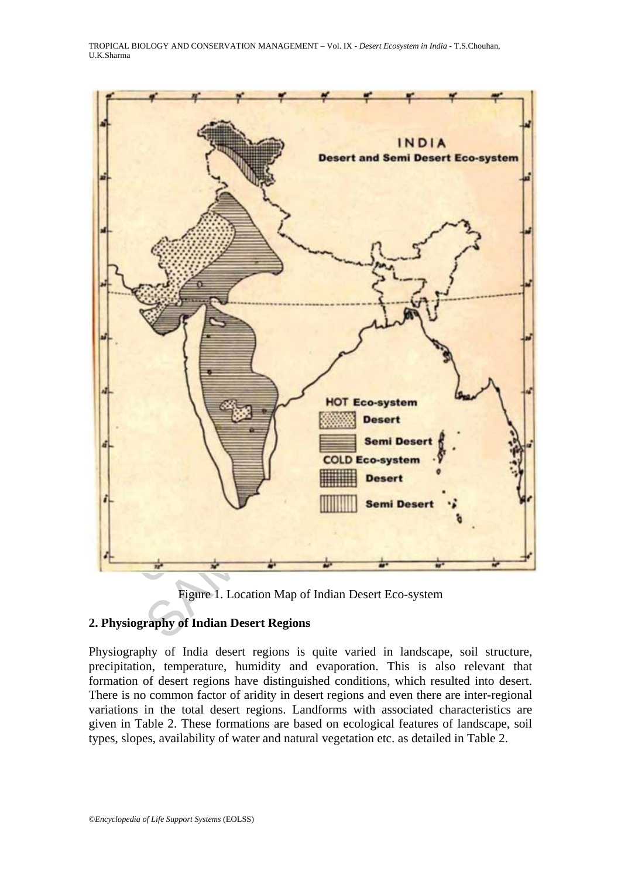Figure 1. Location Map of Indian Desert Eco-system

## 2. Physiography of Indian Desert Regions

Physiography of India desert regions is quite varied in landscape, soil structure, precipitation, temperature, humidity and evaporation. This is also relevant that formation of desert regions have distinguished conditions, which resulted into desert. There is no common factor of aridity in desert regions and even there are inter-regional variations in the total desert regions. Landforms with associated characteristics are given in Table 2. These formations are based on ecological features of landscape, soil types, slopes, availability of water and natural vegetation etc. as detailed in Table 2.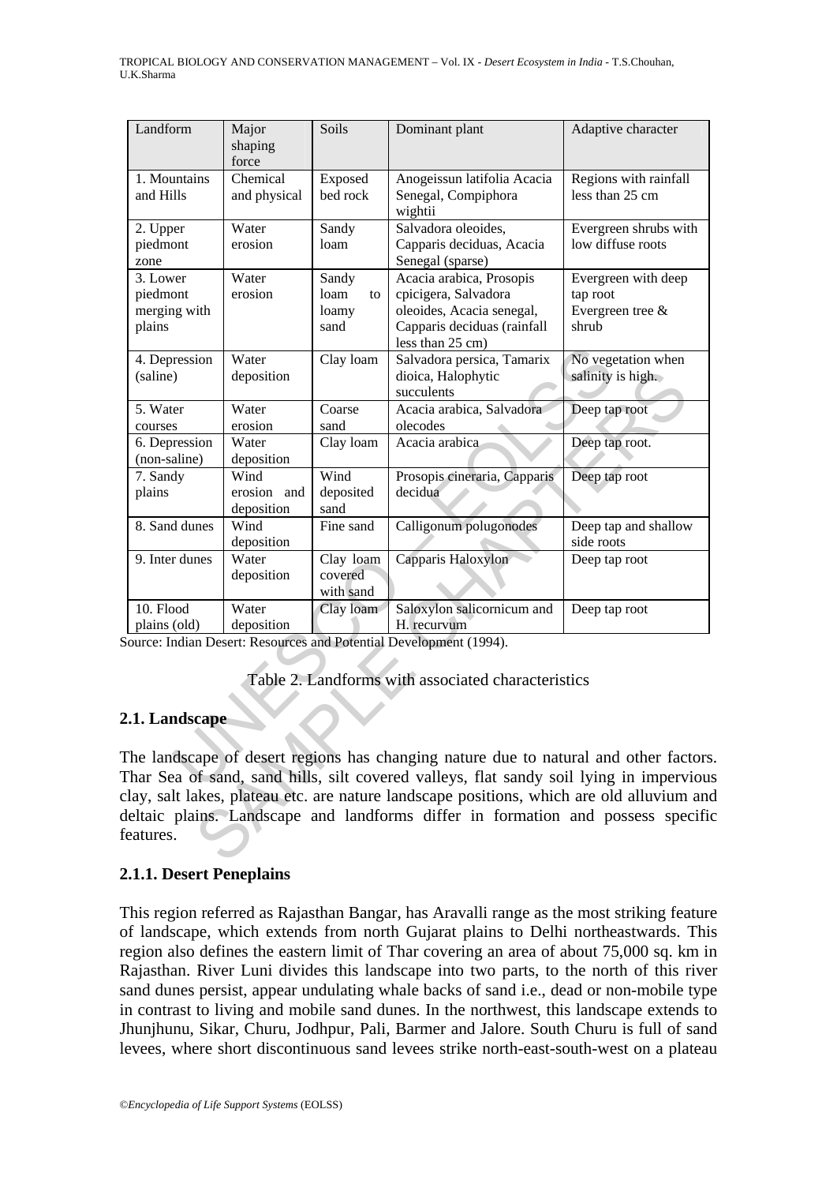| Landform | Major shaping force | Soils | Dominant plant | Adaptive character |
|---|---|---|---|---|
| 1. Mountains and Hills | Chemical and physical | Exposed bed rock | Anogeissun latifolia Acacia Senegal, Compiphora wightii | Regions with rainfall less than 25 cm |
| 2. Upper piedmont zone | Water erosion | Sandy loam | Salvadora oleoides, Capparis deciduas, Acacia Senegal (sparse) | Evergreen shrubs with low diffuse roots |
| 3. Lower piedmont merging with plains | Water erosion | Sandy loam to loamy sand | Acacia arabica, Prosopis cpicigera, Salvadora oleoides, Acacia senegal, Capparis deciduas (rainfall less than 25 cm) | Evergreen with deep tap root Evergreen tree & shrub |
| 4. Depression (saline) | Water deposition | Clay loam | Salvadora persica, Tamarix dioica, Halophytic succulents | No vegetation when salinity is high. |
| 5. Water courses | Water erosion | Coarse sand | Acacia arabica, Salvadora olecodes | Deep tap root |
| 6. Depression (non-saline) | Water deposition | Clay loam | Acacia arabica | Deep tap root. |
| 7. Sandy plains | Wind erosion and deposition | Wind deposited sand | Prosopis cineraria, Capparis decidua | Deep tap root |
| 8. Sand dunes | Wind deposition | Fine sand | Calligonum polugonodes | Deep tap and shallow side roots |
| 9. Inter dunes | Water deposition | Clay loam covered with sand | Capparis Haloxylon | Deep tap root |
| 10. Flood plains (old) | Water deposition | Clay loam | Saloxylon salicornicum and H. recurvum | Deep tap root |

Source: Indian Desert: Resources and Potential Development (1994).

Table 2. Landforms with associated characteristics

## 2.1. Landscape

The landscape of desert regions has changing nature due to natural and other factors. Thar Sea of sand, sand hills, silt covered valleys, flat sandy soil lying in impervious clay, salt lakes, plateau etc. are nature landscape positions, which are old alluvium and deltaic plains. Landscape and landforms differ in formation and possess specific features.

### 2.1.1. Desert Peneplains

This region referred as Rajasthan Bangar, has Aravalli range as the most striking feature of landscape, which extends from north Gujarat plains to Delhi northeastwards. This region also defines the eastern limit of Thar covering an area of about 75,000 sq. km in Rajasthan. River Luni divides this landscape into two parts, to the north of this river sand dunes persist, appear undulating whale backs of sand i.e., dead or non-mobile type in contrast to living and mobile sand dunes. In the northwest, this landscape extends to Jhunjhunu, Sikar, Churu, Jodhpur, Pali, Barmer and Jalore. South Churu is full of sand levees, where short discontinuous sand levees strike north-east-south-west on a plateau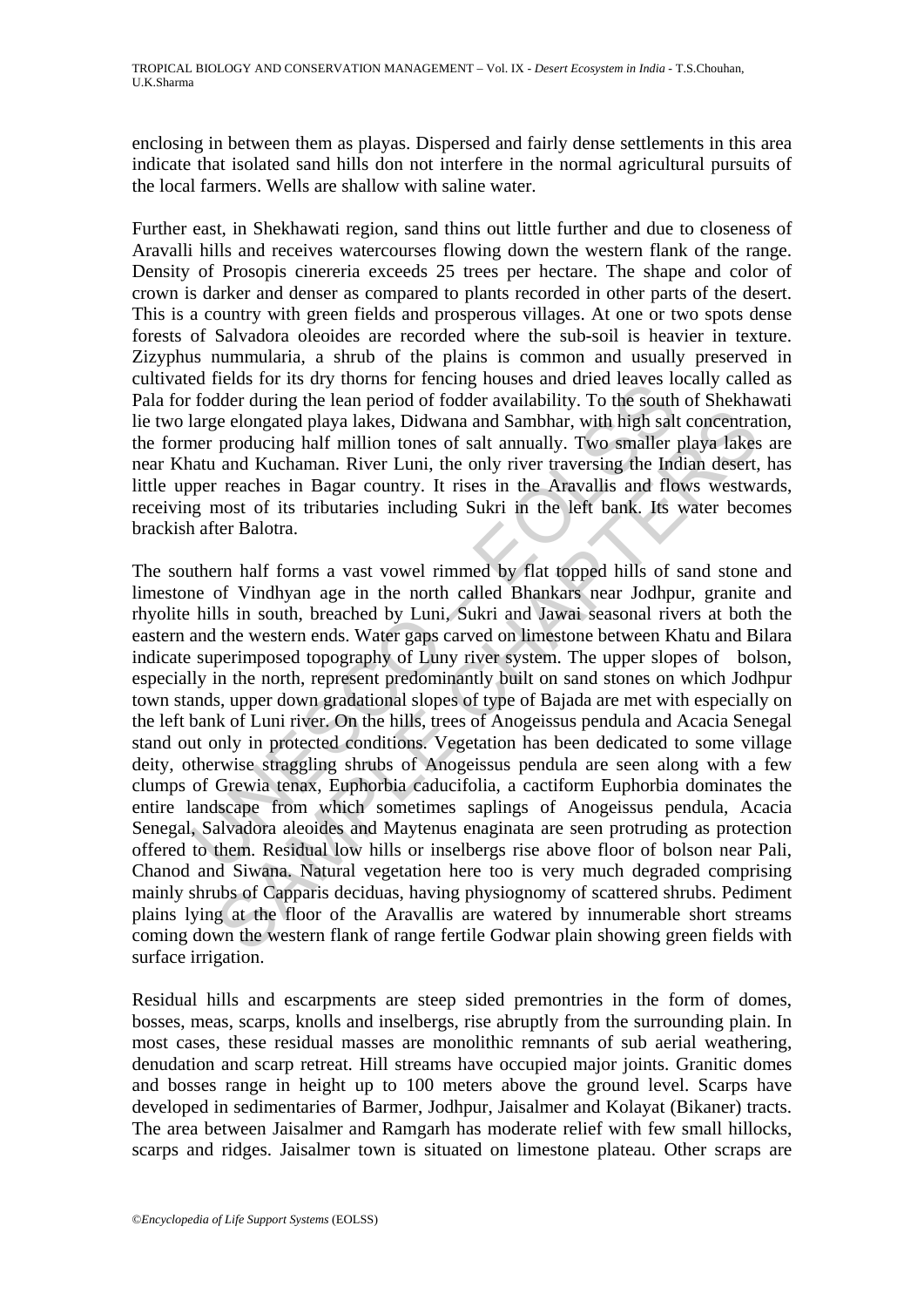enclosing in between them as playas. Dispersed and fairly dense settlements in this area indicate that isolated sand hills don not interfere in the normal agricultural pursuits of the local farmers. Wells are shallow with saline water.

Further east, in Shekhawati region, sand thins out little further and due to closeness of Aravalli hills and receives watercourses flowing down the western flank of the range. Density of Prosopis cinereria exceeds 25 trees per hectare. The shape and color of crown is darker and denser as compared to plants recorded in other parts of the desert. This is a country with green fields and prosperous villages. At one or two spots dense forests of Salvadora oleoides are recorded where the sub-soil is heavier in texture. Zizyphus nummularia, a shrub of the plains is common and usually preserved in cultivated fields for its dry thorns for fencing houses and dried leaves locally called as Pala for fodder during the lean period of fodder availability. To the south of Shekhawati lie two large elongated playa lakes, Didwana and Sambhar, with high salt concentration, the former producing half million tones of salt annually. Two smaller playa lakes are near Khatu and Kuchaman. River Luni, the only river traversing the Indian desert, has little upper reaches in Bagar country. It rises in the Aravallis and flows westwards, receiving most of its tributaries including Sukri in the left bank. Its water becomes brackish after Balotra.

The southern half forms a vast vowel rimmed by flat topped hills of sand stone and limestone of Vindhyan age in the north called Bhankars near Jodhpur, granite and rhyolite hills in south, breached by Luni, Sukri and Jawai seasonal rivers at both the eastern and the western ends. Water gaps carved on limestone between Khatu and Bilara indicate superimposed topography of Luny river system. The upper slopes of bolson, especially in the north, represent predominantly built on sand stones on which Jodhpur town stands, upper down gradational slopes of type of Bajada are met with especially on the left bank of Luni river. On the hills, trees of Anogeissus pendula and Acacia Senegal stand out only in protected conditions. Vegetation has been dedicated to some village deity, otherwise straggling shrubs of Anogeissus pendula are seen along with a few clumps of Grewia tenax, Euphorbia caducifolia, a cactiform Euphorbia dominates the entire landscape from which sometimes saplings of Anogeissus pendula, Acacia Senegal, Salvadora aleoides and Maytenus enaginata are seen protruding as protection offered to them. Residual low hills or inselbergs rise above floor of bolson near Pali, Chanod and Siwana. Natural vegetation here too is very much degraded comprising mainly shrubs of Capparis deciduas, having physiognomy of scattered shrubs. Pediment plains lying at the floor of the Aravallis are watered by innumerable short streams coming down the western flank of range fertile Godwar plain showing green fields with surface irrigation.

Residual hills and escarpments are steep sided premontries in the form of domes, bosses, meas, scarps, knolls and inselbergs, rise abruptly from the surrounding plain. In most cases, these residual masses are monolithic remnants of sub aerial weathering, denudation and scarp retreat. Hill streams have occupied major joints. Granitic domes and bosses range in height up to 100 meters above the ground level. Scarps have developed in sedimentaries of Barmer, Jodhpur, Jaisalmer and Kolayat (Bikaner) tracts. The area between Jaisalmer and Ramgarh has moderate relief with few small hillocks, scarps and ridges. Jaisalmer town is situated on limestone plateau. Other scraps are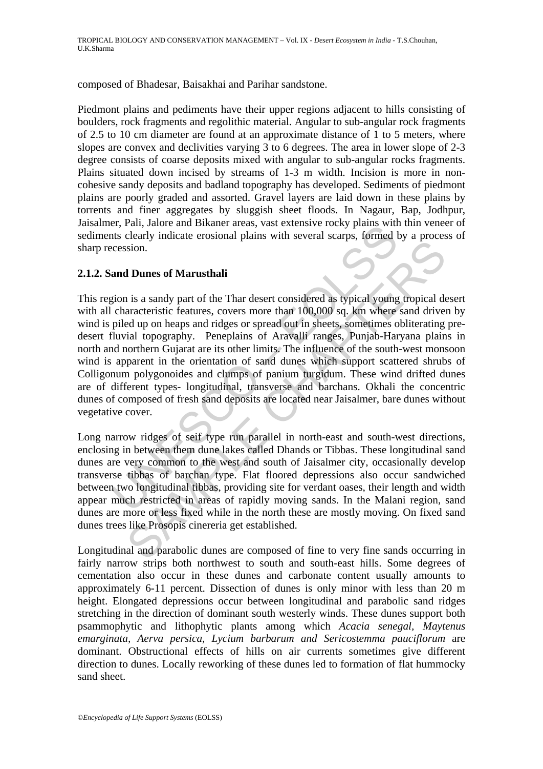composed of Bhadesar, Baisakhai and Parihar sandstone.

Piedmont plains and pediments have their upper regions adjacent to hills consisting of boulders, rock fragments and regolithic material. Angular to sub-angular rock fragments of 2.5 to 10 cm diameter are found at an approximate distance of 1 to 5 meters, where slopes are convex and declivities varying 3 to 6 degrees. The area in lower slope of 2-3 degree consists of coarse deposits mixed with angular to sub-angular rocks fragments. Plains situated down incised by streams of 1-3 m width. Incision is more in non-cohesive sandy deposits and badland topography has developed. Sediments of piedmont plains are poorly graded and assorted. Gravel layers are laid down in these plains by torrents and finer aggregates by sluggish sheet floods. In Nagaur, Bap, Jodhpur, Jaisalmer, Pali, Jalore and Bikaner areas, vast extensive rocky plains with thin veneer of sediments clearly indicate erosional plains with several scarps, formed by a process of sharp recession.

### 2.1.2. Sand Dunes of Marusthali

This region is a sandy part of the Thar desert considered as typical young tropical desert with all characteristic features, covers more than 100,000 sq. km where sand driven by wind is piled up on heaps and ridges or spread out in sheets, sometimes obliterating pre-desert fluvial topography. Peneplains of Aravalli ranges, Punjab-Haryana plains in north and northern Gujarat are its other limits. The influence of the south-west monsoon wind is apparent in the orientation of sand dunes which support scattered shrubs of Colligonum polygonoides and clumps of panium turgidum. These wind drifted dunes are of different types- longitudinal, transverse and barchans. Okhali the concentric dunes of composed of fresh sand deposits are located near Jaisalmer, bare dunes without vegetative cover.

Long narrow ridges of seif type run parallel in north-east and south-west directions, enclosing in between them dune lakes called Dhands or Tibbas. These longitudinal sand dunes are very common to the west and south of Jaisalmer city, occasionally develop transverse tibbas of barchan type. Flat floored depressions also occur sandwiched between two longitudinal tibbas, providing site for verdant oases, their length and width appear much restricted in areas of rapidly moving sands. In the Malani region, sand dunes are more or less fixed while in the north these are mostly moving. On fixed sand dunes trees like Prosopis cinereria get established.

Longitudinal and parabolic dunes are composed of fine to very fine sands occurring in fairly narrow strips both northwest to south and south-east hills. Some degrees of cementation also occur in these dunes and carbonate content usually amounts to approximately 6-11 percent. Dissection of dunes is only minor with less than 20 m height. Elongated depressions occur between longitudinal and parabolic sand ridges stretching in the direction of dominant south westerly winds. These dunes support both psammophytic and lithophytic plants among which *Acacia senegal, Maytenus emarginata, Aerva persica, Lycium barbarum and Sericostemma pauciflorum* are dominant. Obstructional effects of hills on air currents sometimes give different direction to dunes. Locally reworking of these dunes led to formation of flat hummocky sand sheet.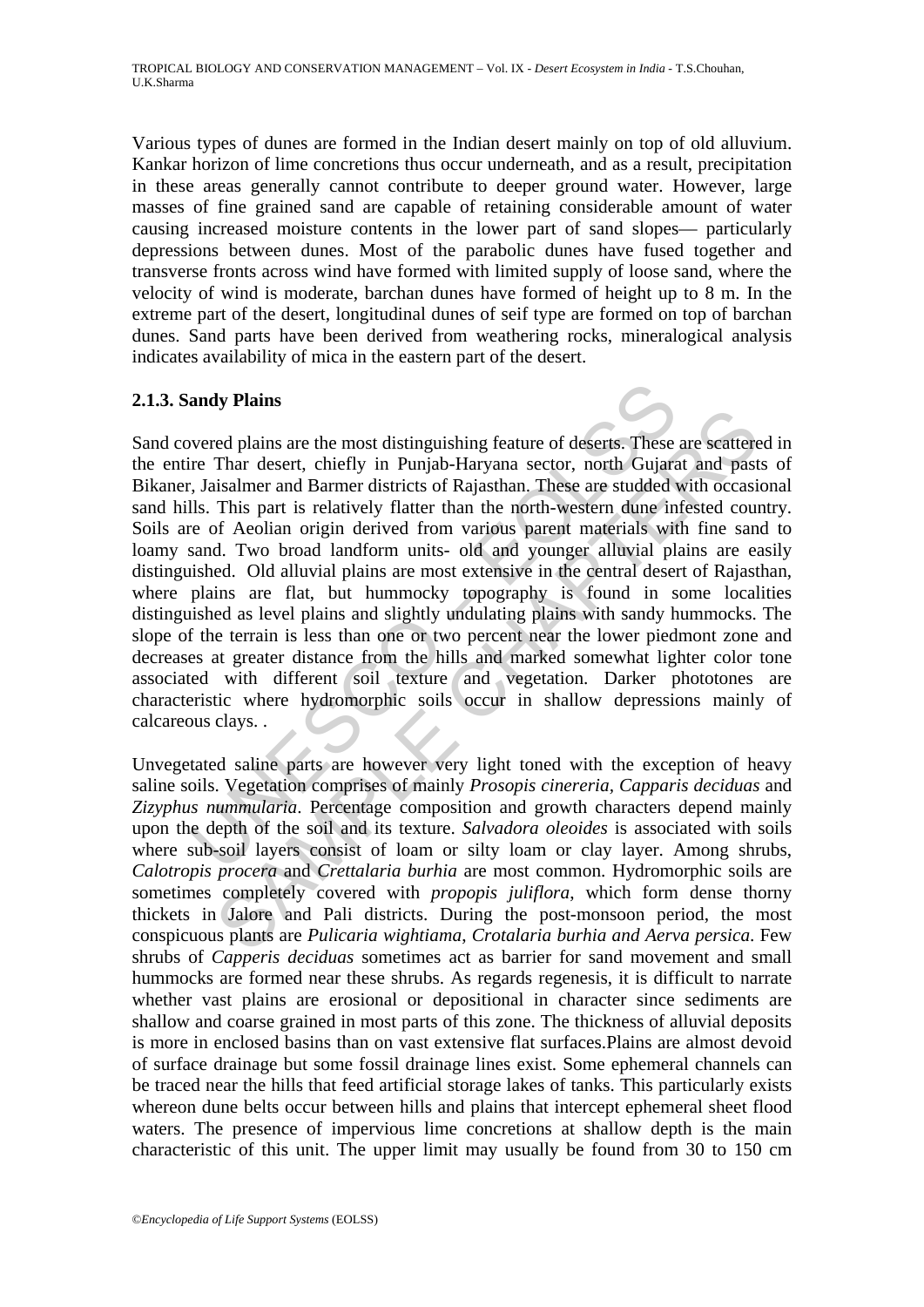Various types of dunes are formed in the Indian desert mainly on top of old alluvium. Kankar horizon of lime concretions thus occur underneath, and as a result, precipitation in these areas generally cannot contribute to deeper ground water. However, large masses of fine grained sand are capable of retaining considerable amount of water causing increased moisture contents in the lower part of sand slopes— particularly depressions between dunes. Most of the parabolic dunes have fused together and transverse fronts across wind have formed with limited supply of loose sand, where the velocity of wind is moderate, barchan dunes have formed of height up to 8 m. In the extreme part of the desert, longitudinal dunes of seif type are formed on top of barchan dunes. Sand parts have been derived from weathering rocks, mineralogical analysis indicates availability of mica in the eastern part of the desert.

### 2.1.3. Sandy Plains

Sand covered plains are the most distinguishing feature of deserts. These are scattered in the entire Thar desert, chiefly in Punjab-Haryana sector, north Gujarat and pasts of Bikaner, Jaisalmer and Barmer districts of Rajasthan. These are studded with occasional sand hills. This part is relatively flatter than the north-western dune infested country. Soils are of Aeolian origin derived from various parent materials with fine sand to loamy sand. Two broad landform units- old and younger alluvial plains are easily distinguished. Old alluvial plains are most extensive in the central desert of Rajasthan, where plains are flat, but hummocky topography is found in some localities distinguished as level plains and slightly undulating plains with sandy hummocks. The slope of the terrain is less than one or two percent near the lower piedmont zone and decreases at greater distance from the hills and marked somewhat lighter color tone associated with different soil texture and vegetation. Darker phototones are characteristic where hydromorphic soils occur in shallow depressions mainly of calcareous clays. .

Unvegetated saline parts are however very light toned with the exception of heavy saline soils. Vegetation comprises of mainly *Prosopis cinereria*, *Capparis deciduas* and *Zizyphus nummularia*. Percentage composition and growth characters depend mainly upon the depth of the soil and its texture. *Salvadora oleoides* is associated with soils where sub-soil layers consist of loam or silty loam or clay layer. Among shrubs, *Calotropis procera* and *Crettalaria burhia* are most common. Hydromorphic soils are sometimes completely covered with *propopis juliflora*, which form dense thorny thickets in Jalore and Pali districts. During the post-monsoon period, the most conspicuous plants are *Pulicaria wightiama*, *Crotalaria burhia and Aerva persica*. Few shrubs of *Capperis deciduas* sometimes act as barrier for sand movement and small hummocks are formed near these shrubs. As regards regenesis, it is difficult to narrate whether vast plains are erosional or depositional in character since sediments are shallow and coarse grained in most parts of this zone. The thickness of alluvial deposits is more in enclosed basins than on vast extensive flat surfaces.Plains are almost devoid of surface drainage but some fossil drainage lines exist. Some ephemeral channels can be traced near the hills that feed artificial storage lakes of tanks. This particularly exists whereon dune belts occur between hills and plains that intercept ephemeral sheet flood waters. The presence of impervious lime concretions at shallow depth is the main characteristic of this unit. The upper limit may usually be found from 30 to 150 cm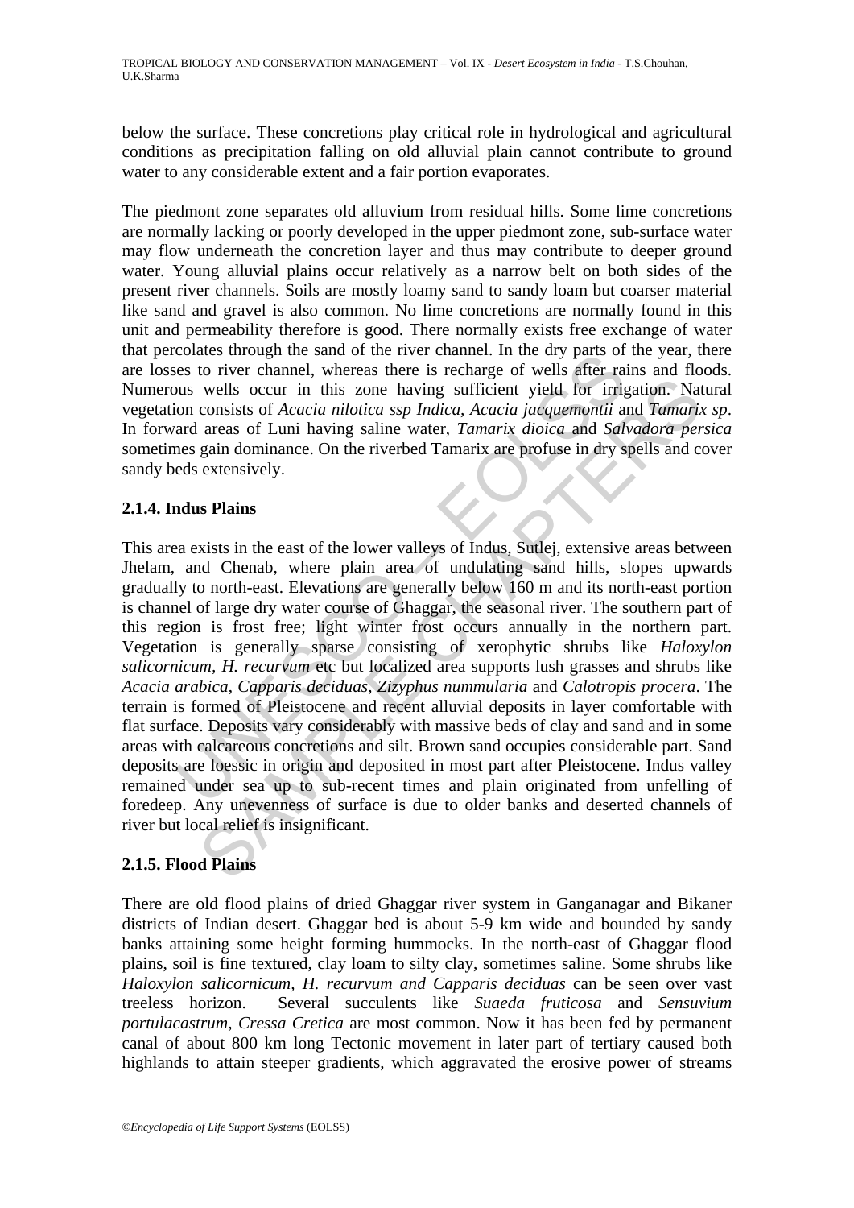below the surface. These concretions play critical role in hydrological and agricultural conditions as precipitation falling on old alluvial plain cannot contribute to ground water to any considerable extent and a fair portion evaporates.

The piedmont zone separates old alluvium from residual hills. Some lime concretions are normally lacking or poorly developed in the upper piedmont zone, sub-surface water may flow underneath the concretion layer and thus may contribute to deeper ground water. Young alluvial plains occur relatively as a narrow belt on both sides of the present river channels. Soils are mostly loamy sand to sandy loam but coarser material like sand and gravel is also common. No lime concretions are normally found in this unit and permeability therefore is good. There normally exists free exchange of water that percolates through the sand of the river channel. In the dry parts of the year, there are losses to river channel, whereas there is recharge of wells after rains and floods. Numerous wells occur in this zone having sufficient yield for irrigation. Natural vegetation consists of *Acacia nilotica ssp Indica*, *Acacia jacquemontii* and *Tamarix sp*. In forward areas of Luni having saline water, *Tamarix dioica* and *Salvadora persica* sometimes gain dominance. On the riverbed Tamarix are profuse in dry spells and cover sandy beds extensively.

### 2.1.4. Indus Plains

This area exists in the east of the lower valleys of Indus, Sutlej, extensive areas between Jhelam, and Chenab, where plain area of undulating sand hills, slopes upwards gradually to north-east. Elevations are generally below 160 m and its north-east portion is channel of large dry water course of Ghaggar, the seasonal river. The southern part of this region is frost free; light winter frost occurs annually in the northern part. Vegetation is generally sparse consisting of xerophytic shrubs like *Haloxylon salicornicum*, *H. recurvum* etc but localized area supports lush grasses and shrubs like *Acacia arabica*, *Capparis deciduas*, *Zizyphus nummularia* and *Calotropis procera*. The terrain is formed of Pleistocene and recent alluvial deposits in layer comfortable with flat surface. Deposits vary considerably with massive beds of clay and sand and in some areas with calcareous concretions and silt. Brown sand occupies considerable part. Sand deposits are loessic in origin and deposited in most part after Pleistocene. Indus valley remained under sea up to sub-recent times and plain originated from unfelling of foredeep. Any unevenness of surface is due to older banks and deserted channels of river but local relief is insignificant.

### 2.1.5. Flood Plains

There are old flood plains of dried Ghaggar river system in Ganganagar and Bikaner districts of Indian desert. Ghaggar bed is about 5-9 km wide and bounded by sandy banks attaining some height forming hummocks. In the north-east of Ghaggar flood plains, soil is fine textured, clay loam to silty clay, sometimes saline. Some shrubs like *Haloxylon salicornicum, H. recurvum and Capparis deciduas* can be seen over vast treeless horizon. Several succulents like *Suaeda fruticosa* and *Sensuvium portulacastrum*, *Cressa Cretica* are most common. Now it has been fed by permanent canal of about 800 km long Tectonic movement in later part of tertiary caused both highlands to attain steeper gradients, which aggravated the erosive power of streams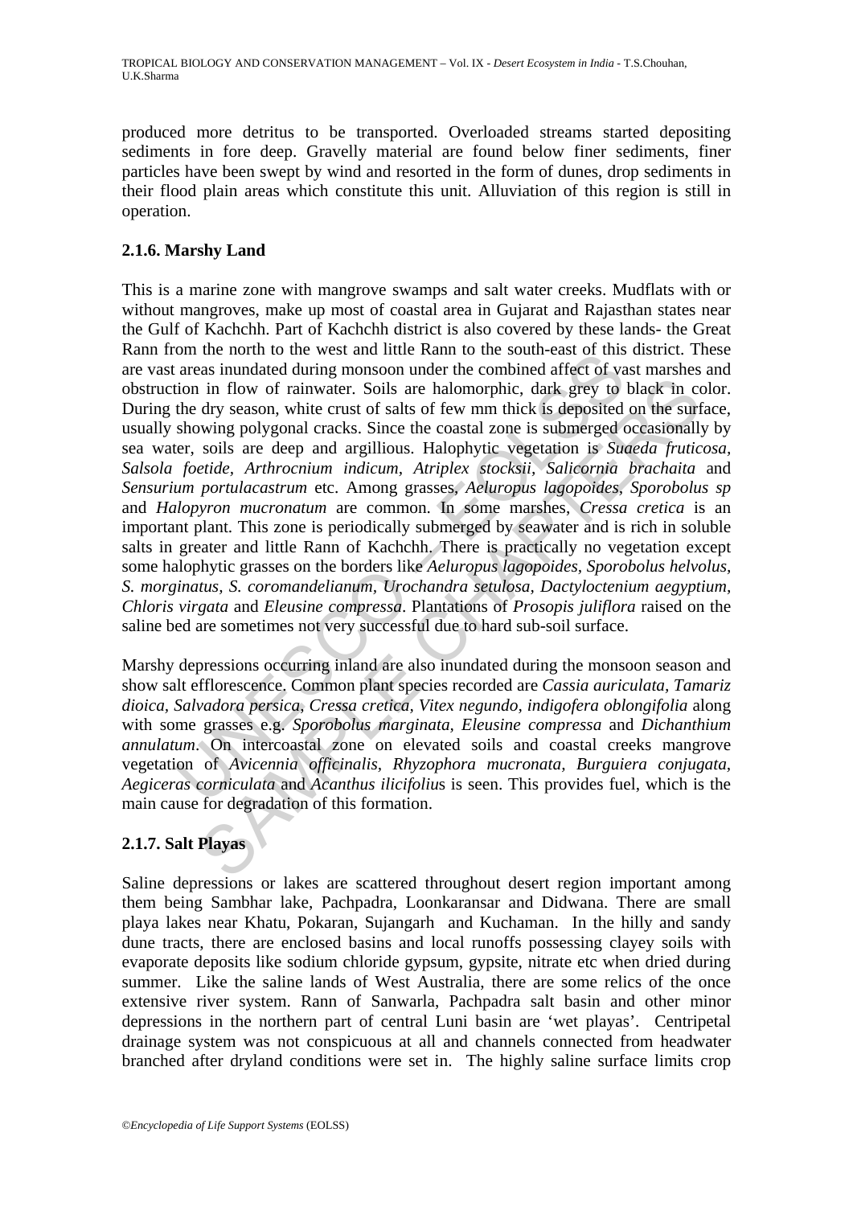produced more detritus to be transported. Overloaded streams started depositing sediments in fore deep. Gravelly material are found below finer sediments, finer particles have been swept by wind and resorted in the form of dunes, drop sediments in their flood plain areas which constitute this unit. Alluviation of this region is still in operation.

### 2.1.6. Marshy Land

This is a marine zone with mangrove swamps and salt water creeks. Mudflats with or without mangroves, make up most of coastal area in Gujarat and Rajasthan states near the Gulf of Kachchh. Part of Kachchh district is also covered by these lands- the Great Rann from the north to the west and little Rann to the south-east of this district. These are vast areas inundated during monsoon under the combined affect of vast marshes and obstruction in flow of rainwater. Soils are halomorphic, dark grey to black in color. During the dry season, white crust of salts of few mm thick is deposited on the surface, usually showing polygonal cracks. Since the coastal zone is submerged occasionally by sea water, soils are deep and argillious. Halophytic vegetation is *Suaeda fruticosa, Salsola foetide, Arthrocnium indicum, Atriplex stocksii, Salicornia brachaita* and *Sensurium portulacastrum* etc. Among grasses, *Aeluropus lagopoides, Sporobolus sp* and *Halopyron mucronatum* are common. In some marshes, *Cressa cretica* is an important plant. This zone is periodically submerged by seawater and is rich in soluble salts in greater and little Rann of Kachchh. There is practically no vegetation except some halophytic grasses on the borders like *Aeluropus lagopoides, Sporobolus helvolus, S. morginatus, S. coromandelianum, Urochandra setulosa, Dactyloctenium aegyptium, Chloris virgata* and *Eleusine compressa*. Plantations of *Prosopis juliflora* raised on the saline bed are sometimes not very successful due to hard sub-soil surface.

Marshy depressions occurring inland are also inundated during the monsoon season and show salt efflorescence. Common plant species recorded are *Cassia auriculata, Tamariz dioica, Salvadora persica, Cressa cretica, Vitex negundo, indigofera oblongifolia* along with some grasses e.g. *Sporobolus marginata, Eleusine compressa* and *Dichanthium annulatum*. On intercoastal zone on elevated soils and coastal creeks mangrove vegetation of *Avicennia officinalis, Rhyzophora mucronata, Burguiera conjugata, Aegiceras corniculata* and *Acanthus ilicifolius* is seen. This provides fuel, which is the main cause for degradation of this formation.

### 2.1.7. Salt Playas

Saline depressions or lakes are scattered throughout desert region important among them being Sambhar lake, Pachpadra, Loonkaransar and Didwana. There are small playa lakes near Khatu, Pokaran, Sujangarh and Kuchaman. In the hilly and sandy dune tracts, there are enclosed basins and local runoffs possessing clayey soils with evaporate deposits like sodium chloride gypsum, gypsite, nitrate etc when dried during summer. Like the saline lands of West Australia, there are some relics of the once extensive river system. Rann of Sanwarla, Pachpadra salt basin and other minor depressions in the northern part of central Luni basin are 'wet playas'. Centripetal drainage system was not conspicuous at all and channels connected from headwater branched after dryland conditions were set in. The highly saline surface limits crop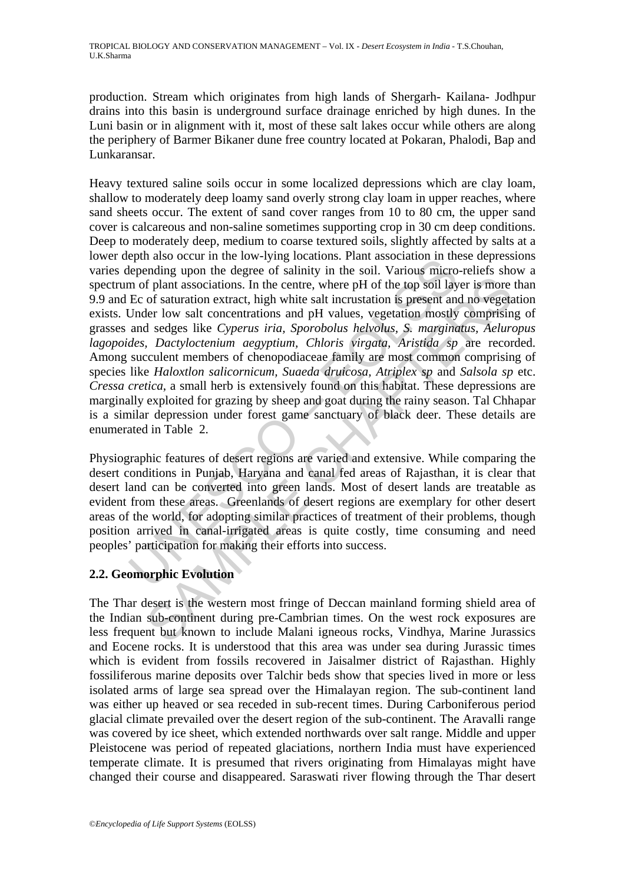production. Stream which originates from high lands of Shergarh- Kailana- Jodhpur drains into this basin is underground surface drainage enriched by high dunes. In the Luni basin or in alignment with it, most of these salt lakes occur while others are along the periphery of Barmer Bikaner dune free country located at Pokaran, Phalodi, Bap and Lunkaransar.

Heavy textured saline soils occur in some localized depressions which are clay loam, shallow to moderately deep loamy sand overly strong clay loam in upper reaches, where sand sheets occur. The extent of sand cover ranges from 10 to 80 cm, the upper sand cover is calcareous and non-saline sometimes supporting crop in 30 cm deep conditions. Deep to moderately deep, medium to coarse textured soils, slightly affected by salts at a lower depth also occur in the low-lying locations. Plant association in these depressions varies depending upon the degree of salinity in the soil. Various micro-reliefs show a spectrum of plant associations. In the centre, where pH of the top soil layer is more than 9.9 and Ec of saturation extract, high white salt incrustation is present and no vegetation exists. Under low salt concentrations and pH values, vegetation mostly comprising of grasses and sedges like *Cyperus iria, Sporobolus helvolus, S. marginatus, Aeluropus lagopoides, Dactyloctenium aegyptium, Chloris virgata, Aristida sp* are recorded. Among succulent members of chenopodiaceae family are most common comprising of species like *Haloxtlon salicornicum, Suaeda druicosa, Atriplex sp* and *Salsola sp* etc. *Cressa cretica*, a small herb is extensively found on this habitat. These depressions are marginally exploited for grazing by sheep and goat during the rainy season. Tal Chhapar is a similar depression under forest game sanctuary of black deer. These details are enumerated in Table 2.

Physiographic features of desert regions are varied and extensive. While comparing the desert conditions in Punjab, Haryana and canal fed areas of Rajasthan, it is clear that desert land can be converted into green lands. Most of desert lands are treatable as evident from these areas. Greenlands of desert regions are exemplary for other desert areas of the world, for adopting similar practices of treatment of their problems, though position arrived in canal-irrigated areas is quite costly, time consuming and need peoples' participation for making their efforts into success.

## 2.2. Geomorphic Evolution

The Thar desert is the western most fringe of Deccan mainland forming shield area of the Indian sub-continent during pre-Cambrian times. On the west rock exposures are less frequent but known to include Malani igneous rocks, Vindhya, Marine Jurassics and Eocene rocks. It is understood that this area was under sea during Jurassic times which is evident from fossils recovered in Jaisalmer district of Rajasthan. Highly fossiliferous marine deposits over Talchir beds show that species lived in more or less isolated arms of large sea spread over the Himalayan region. The sub-continent land was either up heaved or sea receded in sub-recent times. During Carboniferous period glacial climate prevailed over the desert region of the sub-continent. The Aravalli range was covered by ice sheet, which extended northwards over salt range. Middle and upper Pleistocene was period of repeated glaciations, northern India must have experienced temperate climate. It is presumed that rivers originating from Himalayas might have changed their course and disappeared. Saraswati river flowing through the Thar desert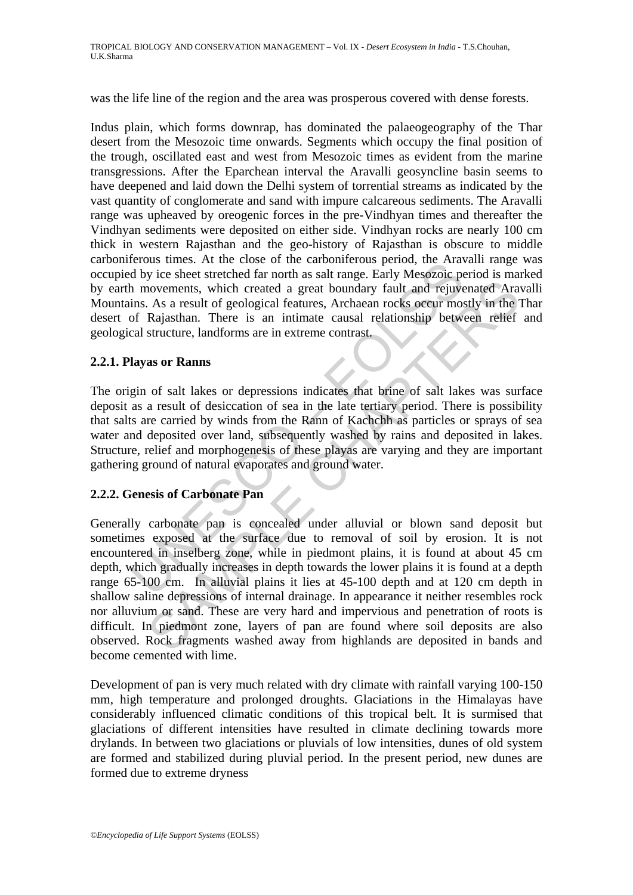was the life line of the region and the area was prosperous covered with dense forests.

Indus plain, which forms downrap, has dominated the palaeogeography of the Thar desert from the Mesozoic time onwards. Segments which occupy the final position of the trough, oscillated east and west from Mesozoic times as evident from the marine transgressions. After the Eparchean interval the Aravalli geosyncline basin seems to have deepened and laid down the Delhi system of torrential streams as indicated by the vast quantity of conglomerate and sand with impure calcareous sediments. The Aravalli range was upheaved by oreogenic forces in the pre-Vindhyan times and thereafter the Vindhyan sediments were deposited on either side. Vindhyan rocks are nearly 100 cm thick in western Rajasthan and the geo-history of Rajasthan is obscure to middle carboniferous times. At the close of the carboniferous period, the Aravalli range was occupied by ice sheet stretched far north as salt range. Early Mesozoic period is marked by earth movements, which created a great boundary fault and rejuvenated Aravalli Mountains. As a result of geological features, Archaean rocks occur mostly in the Thar desert of Rajasthan. There is an intimate causal relationship between relief and geological structure, landforms are in extreme contrast.

### 2.2.1. Playas or Ranns

The origin of salt lakes or depressions indicates that brine of salt lakes was surface deposit as a result of desiccation of sea in the late tertiary period. There is possibility that salts are carried by winds from the Rann of Kachchh as particles or sprays of sea water and deposited over land, subsequently washed by rains and deposited in lakes. Structure, relief and morphogenesis of these playas are varying and they are important gathering ground of natural evaporates and ground water.

### 2.2.2. Genesis of Carbonate Pan

Generally carbonate pan is concealed under alluvial or blown sand deposit but sometimes exposed at the surface due to removal of soil by erosion. It is not encountered in inselberg zone, while in piedmont plains, it is found at about 45 cm depth, which gradually increases in depth towards the lower plains it is found at a depth range 65-100 cm. In alluvial plains it lies at 45-100 depth and at 120 cm depth in shallow saline depressions of internal drainage. In appearance it neither resembles rock nor alluvium or sand. These are very hard and impervious and penetration of roots is difficult. In piedmont zone, layers of pan are found where soil deposits are also observed. Rock fragments washed away from highlands are deposited in bands and become cemented with lime.

Development of pan is very much related with dry climate with rainfall varying 100-150 mm, high temperature and prolonged droughts. Glaciations in the Himalayas have considerably influenced climatic conditions of this tropical belt. It is surmised that glaciations of different intensities have resulted in climate declining towards more drylands. In between two glaciations or pluvials of low intensities, dunes of old system are formed and stabilized during pluvial period. In the present period, new dunes are formed due to extreme dryness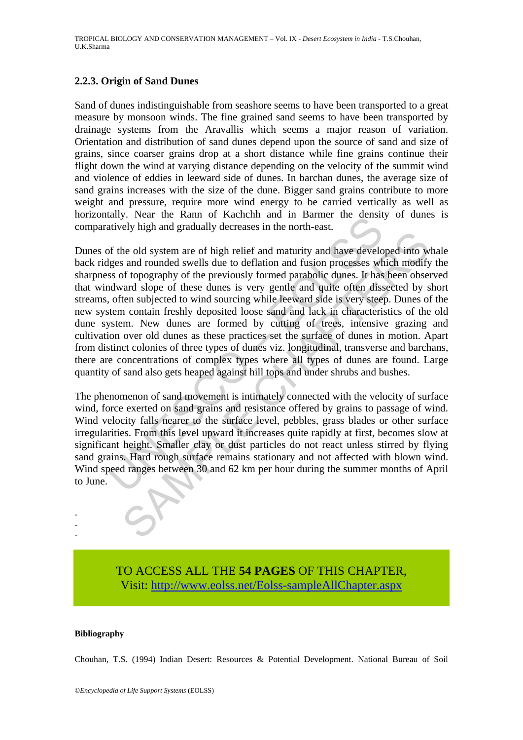### 2.2.3. Origin of Sand Dunes

Sand of dunes indistinguishable from seashore seems to have been transported to a great measure by monsoon winds. The fine grained sand seems to have been transported by drainage systems from the Aravallis which seems a major reason of variation. Orientation and distribution of sand dunes depend upon the source of sand and size of grains, since coarser grains drop at a short distance while fine grains continue their flight down the wind at varying distance depending on the velocity of the summit wind and violence of eddies in leeward side of dunes. In barchan dunes, the average size of sand grains increases with the size of the dune. Bigger sand grains contribute to more weight and pressure, require more wind energy to be carried vertically as well as horizontally. Near the Rann of Kachchh and in Barmer the density of dunes is comparatively high and gradually decreases in the north-east.

Dunes of the old system are of high relief and maturity and have developed into whale back ridges and rounded swells due to deflation and fusion processes which modify the sharpness of topography of the previously formed parabolic dunes. It has been observed that windward slope of these dunes is very gentle and quite often dissected by short streams, often subjected to wind sourcing while leeward side is very steep. Dunes of the new system contain freshly deposited loose sand and lack in characteristics of the old dune system. New dunes are formed by cutting of trees, intensive grazing and cultivation over old dunes as these practices set the surface of dunes in motion. Apart from distinct colonies of three types of dunes viz. longitudinal, transverse and barchans, there are concentrations of complex types where all types of dunes are found. Large quantity of sand also gets heaped against hill tops and under shrubs and bushes.

The phenomenon of sand movement is intimately connected with the velocity of surface wind, force exerted on sand grains and resistance offered by grains to passage of wind. Wind velocity falls nearer to the surface level, pebbles, grass blades or other surface irregularities. From this level upward it increases quite rapidly at first, becomes slow at significant height. Smaller clay or dust particles do not react unless stirred by flying sand grains. Hard rough surface remains stationary and not affected with blown wind. Wind speed ranges between 30 and 62 km per hour during the summer months of April to June.

-
-
-

TO ACCESS ALL THE **54 PAGES** OF THIS CHAPTER,
Visit: http://www.eolss.net/Eolss-sampleAllChapter.aspx

**Bibliography**

Chouhan, T.S. (1994) Indian Desert: Resources & Potential Development. National Bureau of Soil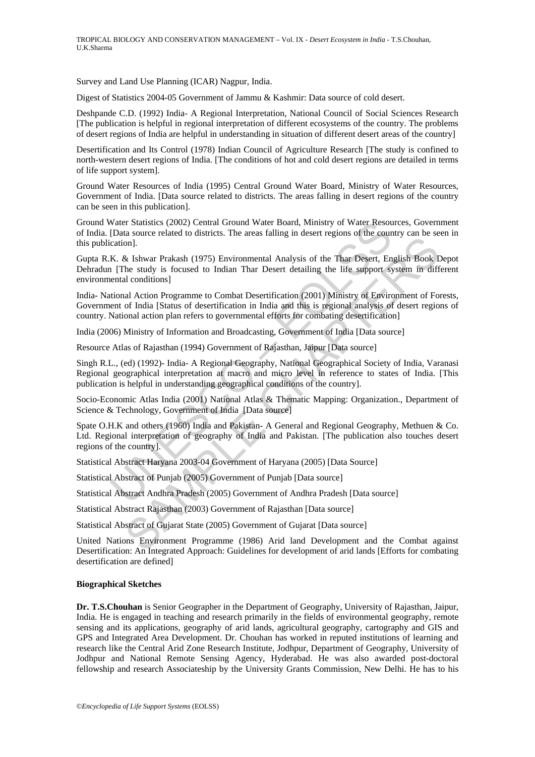Survey and Land Use Planning (ICAR) Nagpur, India.

Digest of Statistics 2004-05 Government of Jammu & Kashmir: Data source of cold desert.

Deshpande C.D. (1992) India- A Regional Interpretation, National Council of Social Sciences Research [The publication is helpful in regional interpretation of different ecosystems of the country. The problems of desert regions of India are helpful in understanding in situation of different desert areas of the country]

Desertification and Its Control (1978) Indian Council of Agriculture Research [The study is confined to north-western desert regions of India. [The conditions of hot and cold desert regions are detailed in terms of life support system].

Ground Water Resources of India (1995) Central Ground Water Board, Ministry of Water Resources, Government of India. [Data source related to districts. The areas falling in desert regions of the country can be seen in this publication].

Ground Water Statistics (2002) Central Ground Water Board, Ministry of Water Resources, Government of India. [Data source related to districts. The areas falling in desert regions of the country can be seen in this publication].

Gupta R.K. & Ishwar Prakash (1975) Environmental Analysis of the Thar Desert, English Book Depot Dehradun [The study is focused to Indian Thar Desert detailing the life support system in different environmental conditions]

India- National Action Programme to Combat Desertification (2001) Ministry of Environment of Forests, Government of India [Status of desertification in India and this is regional analysis of desert regions of country. National action plan refers to governmental efforts for combating desertification]

India (2006) Ministry of Information and Broadcasting, Government of India [Data source]

Resource Atlas of Rajasthan (1994) Government of Rajasthan, Jaipur [Data source]

Singh R.L., (ed) (1992)- India- A Regional Geography, National Geographical Society of India, Varanasi Regional geographical interpretation at macro and micro level in reference to states of India. [This publication is helpful in understanding geographical conditions of the country].

Socio-Economic Atlas India (2001) National Atlas & Thematic Mapping: Organization., Department of Science & Technology, Government of India [Data source]

Spate O.H.K and others (1960) India and Pakistan- A General and Regional Geography, Methuen & Co. Ltd. Regional interpretation of geography of India and Pakistan. [The publication also touches desert regions of the country].

Statistical Abstract Haryana 2003-04 Government of Haryana (2005) [Data Source]

Statistical Abstract of Punjab (2005) Government of Punjab [Data source]

Statistical Abstract Andhra Pradesh (2005) Government of Andhra Pradesh [Data source]

Statistical Abstract Rajasthan (2003) Government of Rajasthan [Data source]

Statistical Abstract of Gujarat State (2005) Government of Gujarat [Data source]

United Nations Environment Programme (1986) Arid land Development and the Combat against Desertification: An Integrated Approach: Guidelines for development of arid lands [Efforts for combating desertification are defined]

**Biographical Sketches**

**Dr. T.S.Chouhan** is Senior Geographer in the Department of Geography, University of Rajasthan, Jaipur, India. He is engaged in teaching and research primarily in the fields of environmental geography, remote sensing and its applications, geography of arid lands, agricultural geography, cartography and GIS and GPS and Integrated Area Development. Dr. Chouhan has worked in reputed institutions of learning and research like the Central Arid Zone Research Institute, Jodhpur, Department of Geography, University of Jodhpur and National Remote Sensing Agency, Hyderabad. He was also awarded post-doctoral fellowship and research Associateship by the University Grants Commission, New Delhi. He has to his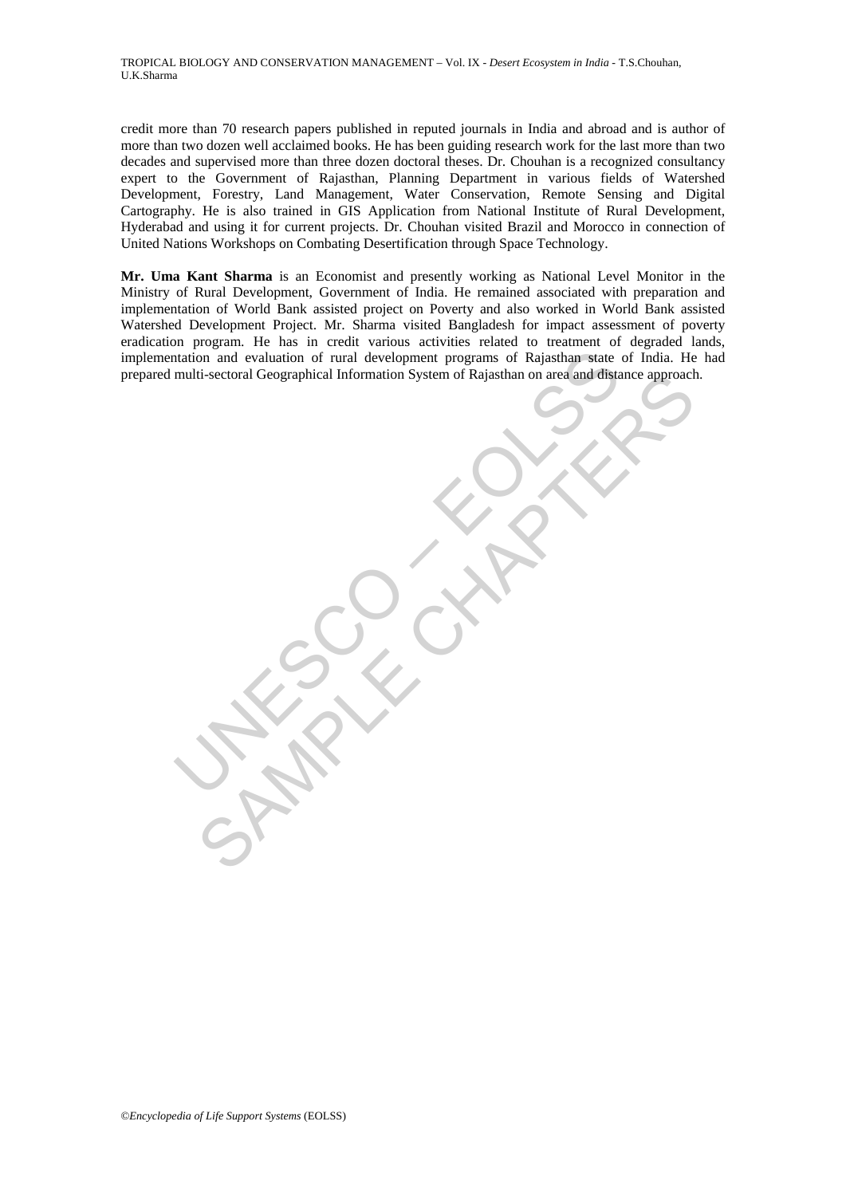credit more than 70 research papers published in reputed journals in India and abroad and is author of more than two dozen well acclaimed books. He has been guiding research work for the last more than two decades and supervised more than three dozen doctoral theses. Dr. Chouhan is a recognized consultancy expert to the Government of Rajasthan, Planning Department in various fields of Watershed Development, Forestry, Land Management, Water Conservation, Remote Sensing and Digital Cartography. He is also trained in GIS Application from National Institute of Rural Development, Hyderabad and using it for current projects. Dr. Chouhan visited Brazil and Morocco in connection of United Nations Workshops on Combating Desertification through Space Technology.

**Mr. Uma Kant Sharma** is an Economist and presently working as National Level Monitor in the Ministry of Rural Development, Government of India. He remained associated with preparation and implementation of World Bank assisted project on Poverty and also worked in World Bank assisted Watershed Development Project. Mr. Sharma visited Bangladesh for impact assessment of poverty eradication program. He has in credit various activities related to treatment of degraded lands, implementation and evaluation of rural development programs of Rajasthan state of India. He had prepared multi-sectoral Geographical Information System of Rajasthan on area and distance approach.